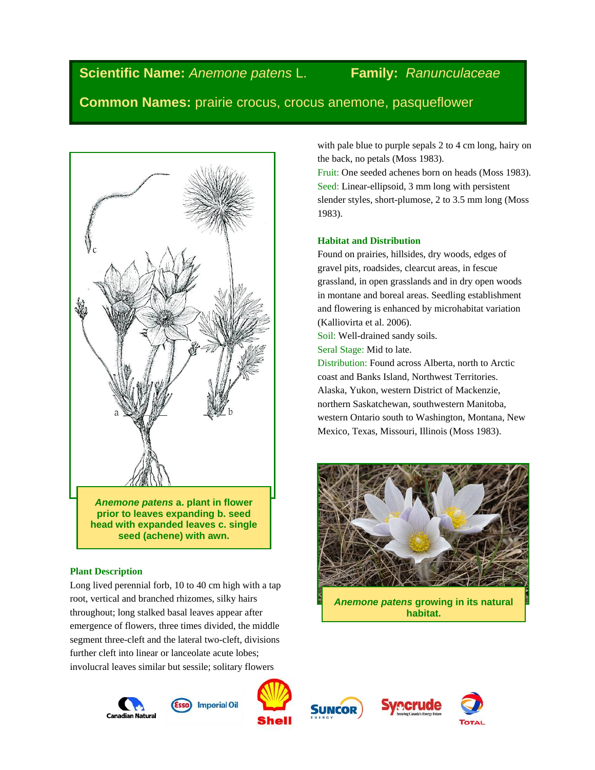**Scientific Name:** *Anemone patens* L. **Family:** *Ranunculaceae*

**Common Names:** prairie crocus, crocus anemone, pasqueflower

***Anemone patens*** **a. plant in flower prior to leaves expanding b. seed head with expanded leaves c. single seed (achene) with awn.**

### Plant Description

Long lived perennial forb, 10 to 40 cm high with a tap root, vertical and branched rhizomes, silky hairs throughout; long stalked basal leaves appear after emergence of flowers, three times divided, the middle segment three-cleft and the lateral two-cleft, divisions further cleft into linear or lanceolate acute lobes; involucral leaves similar but sessile; solitary flowers with pale blue to purple sepals 2 to 4 cm long, hairy on the back, no petals (Moss 1983).

Fruit: One seeded achenes born on heads (Moss 1983).

Seed: Linear-ellipsoid, 3 mm long with persistent slender styles, short-plumose, 2 to 3.5 mm long (Moss 1983).

### Habitat and Distribution

Found on prairies, hillsides, dry woods, edges of gravel pits, roadsides, clearcut areas, in fescue grassland, in open grasslands and in dry open woods in montane and boreal areas. Seedling establishment and flowering is enhanced by microhabitat variation (Kalliovirta et al. 2006).

Soil: Well-drained sandy soils.

Seral Stage: Mid to late.

Distribution: Found across Alberta, north to Arctic coast and Banks Island, Northwest Territories. Alaska, Yukon, western District of Mackenzie, northern Saskatchewan, southwestern Manitoba, western Ontario south to Washington, Montana, New Mexico, Texas, Missouri, Illinois (Moss 1983).

***Anemone patens*** **growing in its natural habitat.**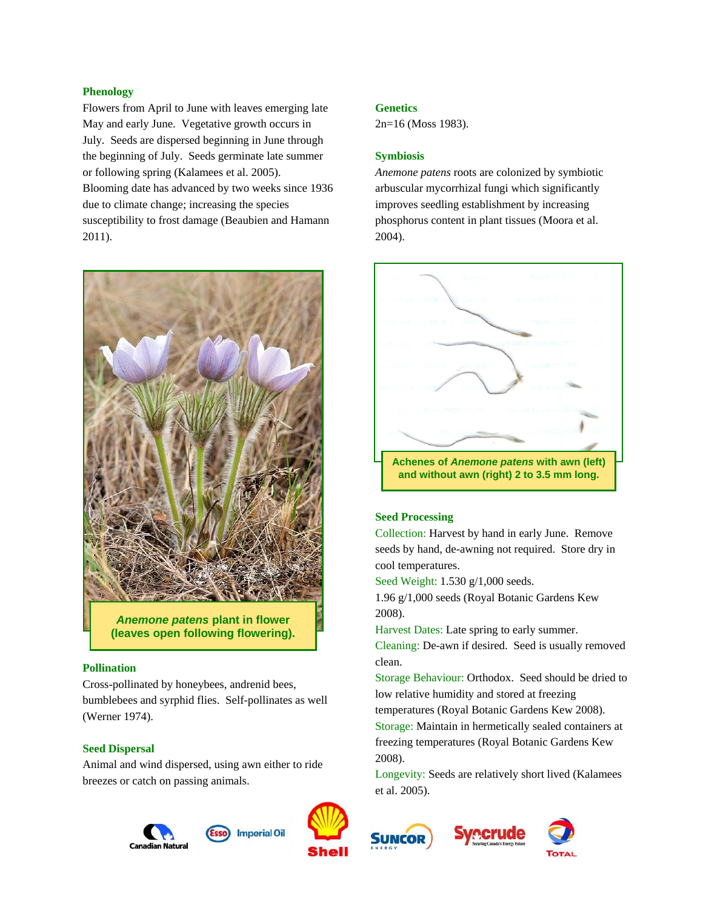### Phenology

Flowers from April to June with leaves emerging late May and early June. Vegetative growth occurs in July. Seeds are dispersed beginning in June through the beginning of July. Seeds germinate late summer or following spring (Kalamees et al. 2005). Blooming date has advanced by two weeks since 1936 due to climate change; increasing the species susceptibility to frost damage (Beaubien and Hamann 2011).

***Anemone patens* plant in flower (leaves open following flowering).**

### Pollination

Cross-pollinated by honeybees, andrenid bees, bumblebees and syrphid flies. Self-pollinates as well (Werner 1974).

### Seed Dispersal

Animal and wind dispersed, using awn either to ride breezes or catch on passing animals.

### Genetics

2n=16 (Moss 1983).

### Symbiosis

*Anemone patens* roots are colonized by symbiotic arbuscular mycorrhizal fungi which significantly improves seedling establishment by increasing phosphorus content in plant tissues (Moora et al. 2004).

**Achenes of *Anemone patens* with awn (left) and without awn (right) 2 to 3.5 mm long.**

### Seed Processing

Collection: Harvest by hand in early June. Remove seeds by hand, de-awning not required. Store dry in cool temperatures.

Seed Weight: 1.530 g/1,000 seeds.

1.96 g/1,000 seeds (Royal Botanic Gardens Kew 2008).

Harvest Dates: Late spring to early summer.

Cleaning: De-awn if desired. Seed is usually removed clean.

Storage Behaviour: Orthodox. Seed should be dried to low relative humidity and stored at freezing temperatures (Royal Botanic Gardens Kew 2008).

Storage: Maintain in hermetically sealed containers at freezing temperatures (Royal Botanic Gardens Kew 2008).

Longevity: Seeds are relatively short lived (Kalamees et al. 2005).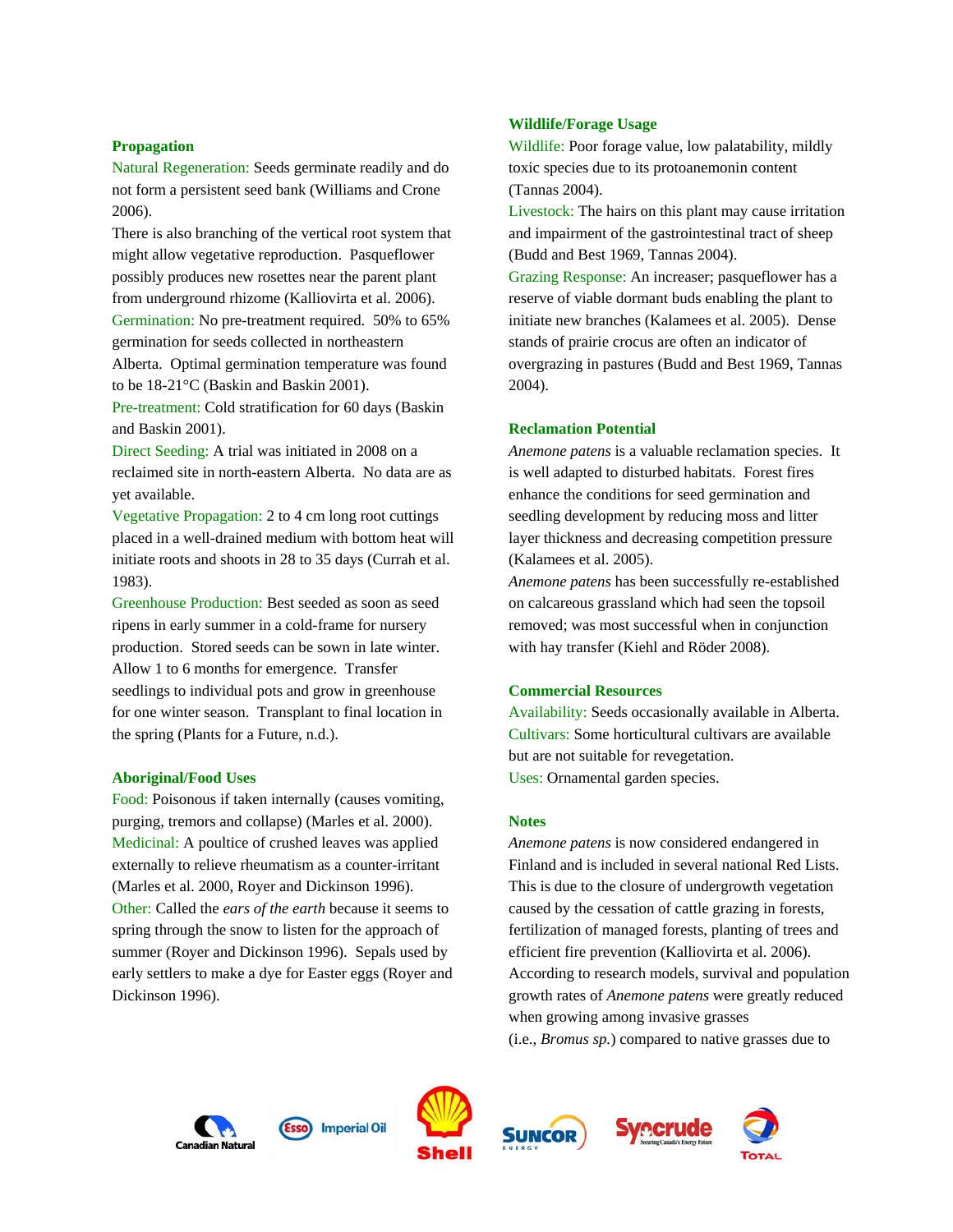### Propagation

Natural Regeneration: Seeds germinate readily and do not form a persistent seed bank (Williams and Crone 2006).

There is also branching of the vertical root system that might allow vegetative reproduction. Pasqueflower possibly produces new rosettes near the parent plant from underground rhizome (Kalliovirta et al. 2006).

Germination: No pre-treatment required. 50% to 65% germination for seeds collected in northeastern Alberta. Optimal germination temperature was found to be 18-21°C (Baskin and Baskin 2001).

Pre-treatment: Cold stratification for 60 days (Baskin and Baskin 2001).

Direct Seeding: A trial was initiated in 2008 on a reclaimed site in north-eastern Alberta. No data are as yet available.

Vegetative Propagation: 2 to 4 cm long root cuttings placed in a well-drained medium with bottom heat will initiate roots and shoots in 28 to 35 days (Currah et al. 1983).

Greenhouse Production: Best seeded as soon as seed ripens in early summer in a cold-frame for nursery production. Stored seeds can be sown in late winter. Allow 1 to 6 months for emergence. Transfer seedlings to individual pots and grow in greenhouse for one winter season. Transplant to final location in the spring (Plants for a Future, n.d.).

### Aboriginal/Food Uses

Food: Poisonous if taken internally (causes vomiting, purging, tremors and collapse) (Marles et al. 2000).

Medicinal: A poultice of crushed leaves was applied externally to relieve rheumatism as a counter-irritant (Marles et al. 2000, Royer and Dickinson 1996).

Other: Called the *ears of the earth* because it seems to spring through the snow to listen for the approach of summer (Royer and Dickinson 1996). Sepals used by early settlers to make a dye for Easter eggs (Royer and Dickinson 1996).

### Wildlife/Forage Usage

Wildlife: Poor forage value, low palatability, mildly toxic species due to its protoanemonin content (Tannas 2004).

Livestock: The hairs on this plant may cause irritation and impairment of the gastrointestinal tract of sheep (Budd and Best 1969, Tannas 2004).

Grazing Response: An increaser; pasqueflower has a reserve of viable dormant buds enabling the plant to initiate new branches (Kalamees et al. 2005). Dense stands of prairie crocus are often an indicator of overgrazing in pastures (Budd and Best 1969, Tannas 2004).

### Reclamation Potential

*Anemone patens* is a valuable reclamation species. It is well adapted to disturbed habitats. Forest fires enhance the conditions for seed germination and seedling development by reducing moss and litter layer thickness and decreasing competition pressure (Kalamees et al. 2005).

*Anemone patens* has been successfully re-established on calcareous grassland which had seen the topsoil removed; was most successful when in conjunction with hay transfer (Kiehl and Röder 2008).

### Commercial Resources

Availability: Seeds occasionally available in Alberta.

Cultivars: Some horticultural cultivars are available but are not suitable for revegetation.

Uses: Ornamental garden species.

### Notes

*Anemone patens* is now considered endangered in Finland and is included in several national Red Lists. This is due to the closure of undergrowth vegetation caused by the cessation of cattle grazing in forests, fertilization of managed forests, planting of trees and efficient fire prevention (Kalliovirta et al. 2006).

According to research models, survival and population growth rates of *Anemone patens* were greatly reduced when growing among invasive grasses (i.e., *Bromus sp.*) compared to native grasses due to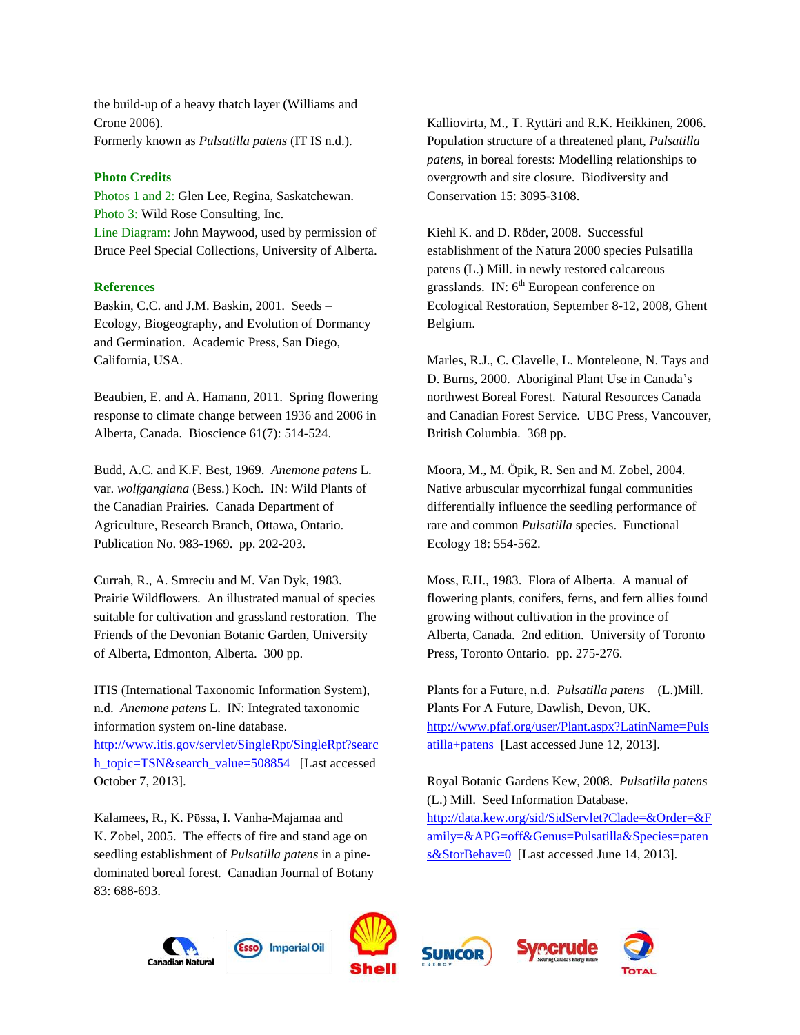the build-up of a heavy thatch layer (Williams and Crone 2006).

Formerly known as *Pulsatilla patens* (IT IS n.d.).

### Photo Credits

Photos 1 and 2: Glen Lee, Regina, Saskatchewan.
Photo 3: Wild Rose Consulting, Inc.
Line Diagram: John Maywood, used by permission of Bruce Peel Special Collections, University of Alberta.

### References

Baskin, C.C. and J.M. Baskin, 2001. Seeds – Ecology, Biogeography, and Evolution of Dormancy and Germination. Academic Press, San Diego, California, USA.

Beaubien, E. and A. Hamann, 2011. Spring flowering response to climate change between 1936 and 2006 in Alberta, Canada. Bioscience 61(7): 514-524.

Budd, A.C. and K.F. Best, 1969. *Anemone patens* L. var. *wolfgangiana* (Bess.) Koch. IN: Wild Plants of the Canadian Prairies. Canada Department of Agriculture, Research Branch, Ottawa, Ontario. Publication No. 983-1969. pp. 202-203.

Currah, R., A. Smreciu and M. Van Dyk, 1983. Prairie Wildflowers. An illustrated manual of species suitable for cultivation and grassland restoration. The Friends of the Devonian Botanic Garden, University of Alberta, Edmonton, Alberta. 300 pp.

ITIS (International Taxonomic Information System), n.d. *Anemone patens* L. IN: Integrated taxonomic information system on-line database. http://www.itis.gov/servlet/SingleRpt/SingleRpt?search_topic=TSN&search_value=508854 [Last accessed October 7, 2013].

Kalamees, R., K. Püssa, I. Vanha-Majamaa and K. Zobel, 2005. The effects of fire and stand age on seedling establishment of *Pulsatilla patens* in a pine-dominated boreal forest. Canadian Journal of Botany 83: 688-693.

Kalliovirta, M., T. Ryttäri and R.K. Heikkinen, 2006. Population structure of a threatened plant, *Pulsatilla patens*, in boreal forests: Modelling relationships to overgrowth and site closure. Biodiversity and Conservation 15: 3095-3108.

Kiehl K. and D. Röder, 2008. Successful establishment of the Natura 2000 species Pulsatilla patens (L.) Mill. in newly restored calcareous grasslands. IN: 6th European conference on Ecological Restoration, September 8-12, 2008, Ghent Belgium.

Marles, R.J., C. Clavelle, L. Monteleone, N. Tays and D. Burns, 2000. Aboriginal Plant Use in Canada's northwest Boreal Forest. Natural Resources Canada and Canadian Forest Service. UBC Press, Vancouver, British Columbia. 368 pp.

Moora, M., M. Öpik, R. Sen and M. Zobel, 2004. Native arbuscular mycorrhizal fungal communities differentially influence the seedling performance of rare and common *Pulsatilla* species. Functional Ecology 18: 554-562.

Moss, E.H., 1983. Flora of Alberta. A manual of flowering plants, conifers, ferns, and fern allies found growing without cultivation in the province of Alberta, Canada. 2nd edition. University of Toronto Press, Toronto Ontario. pp. 275-276.

Plants for a Future, n.d. *Pulsatilla patens* – (L.)Mill. Plants For A Future, Dawlish, Devon, UK. http://www.pfaf.org/user/Plant.aspx?LatinName=Pulsatilla+patens [Last accessed June 12, 2013].

Royal Botanic Gardens Kew, 2008. *Pulsatilla patens* (L.) Mill. Seed Information Database. http://data.kew.org/sid/SidServlet?Clade=&Order=&Family=&APG=off&Genus=Pulsatilla&Species=patens&StorBehav=0 [Last accessed June 14, 2013].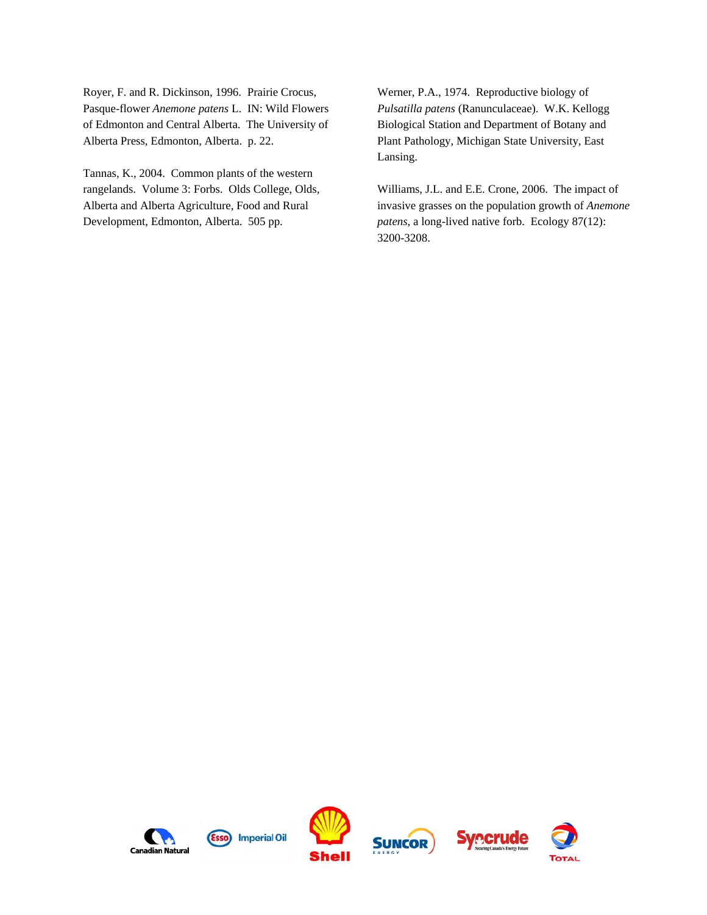Royer, F. and R. Dickinson, 1996. Prairie Crocus, Pasque-flower *Anemone patens* L. IN: Wild Flowers of Edmonton and Central Alberta. The University of Alberta Press, Edmonton, Alberta. p. 22.

Tannas, K., 2004. Common plants of the western rangelands. Volume 3: Forbs. Olds College, Olds, Alberta and Alberta Agriculture, Food and Rural Development, Edmonton, Alberta. 505 pp.

Werner, P.A., 1974. Reproductive biology of *Pulsatilla patens* (Ranunculaceae). W.K. Kellogg Biological Station and Department of Botany and Plant Pathology, Michigan State University, East Lansing.

Williams, J.L. and E.E. Crone, 2006. The impact of invasive grasses on the population growth of *Anemone patens*, a long-lived native forb. Ecology 87(12): 3200-3208.